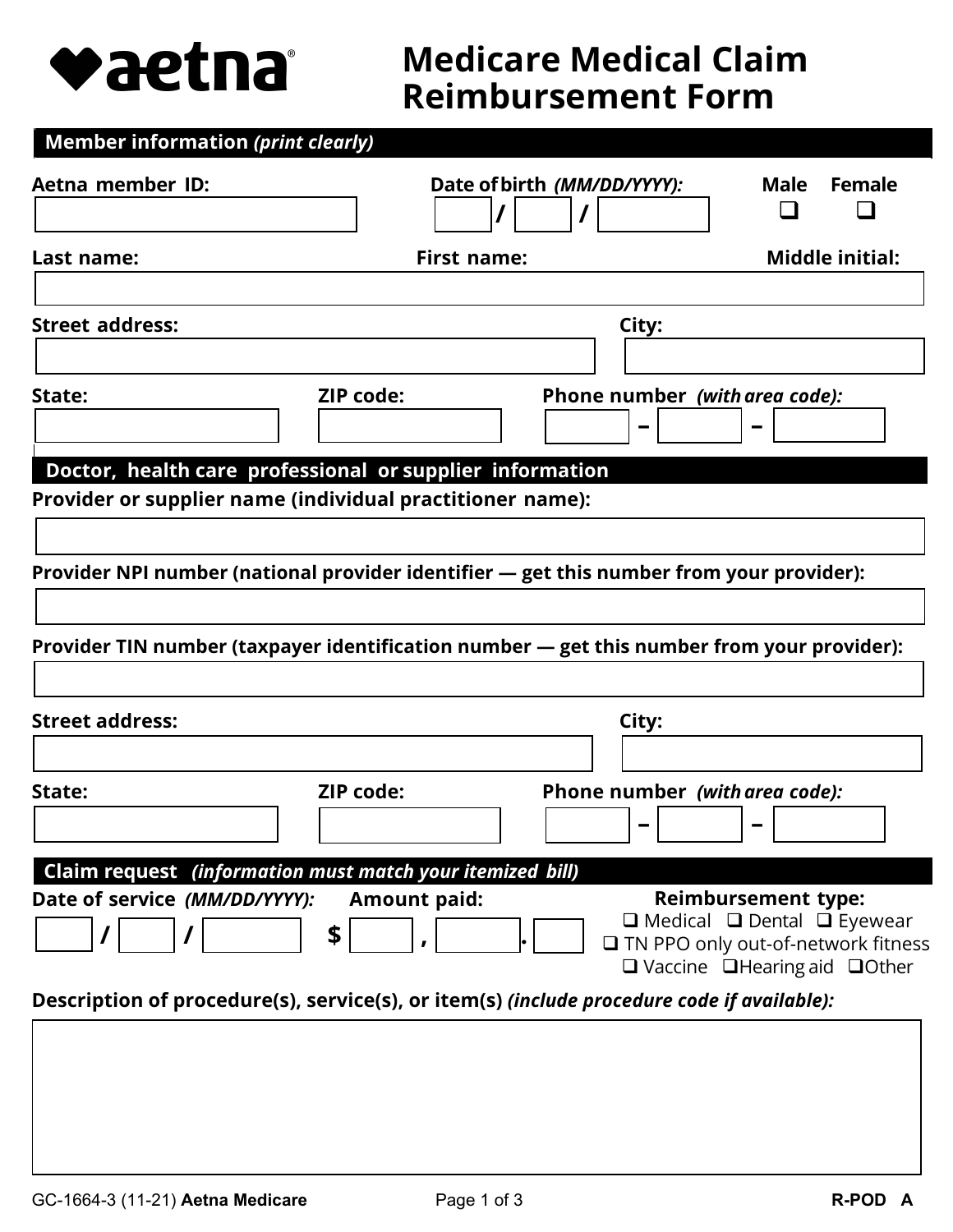**aetna**

# Medicare Medical Claim Reimbursement Form

## Member information *(print clearly)*

**Aetna member ID:** ____________________

**Date of birth** ***(MM/DD/YYYY):*** ____ / ____ / ________

**Male** ☐ **Female** ☐

**Last name:** ____________________ **First name:** ____________________ **Middle initial:** ____

**Street address:** ____________________ **City:** ____________________

**State:** ____________ **ZIP code:** ____________ **Phone number** ***(with area code):*** ______ – ______ – ______

## Doctor, health care professional or supplier information

**Provider or supplier name (individual practitioner name):**

____________________

**Provider NPI number (national provider identifier — get this number from your provider):**

____________________

**Provider TIN number (taxpayer identification number — get this number from your provider):**

____________________

**Street address:** ____________________ **City:** ____________________

**State:** ____________ **ZIP code:** ____________ **Phone number** ***(with area code):*** ______ – ______ – ______

## Claim request *(information must match your itemized bill)*

**Date of service** ***(MM/DD/YYYY):*** ____ / ____ / ________

**Amount paid:** $ ______ , ______ . ____

**Reimbursement type:**

☐ Medical ☐ Dental ☐ Eyewear
☐ TN PPO only out-of-network fitness
☐ Vaccine ☐ Hearing aid ☐ Other

**Description of procedure(s), service(s), or item(s)** ***(include procedure code if available):***

____________________

GC-1664-3 (11-21) **Aetna Medicare** **R-POD A**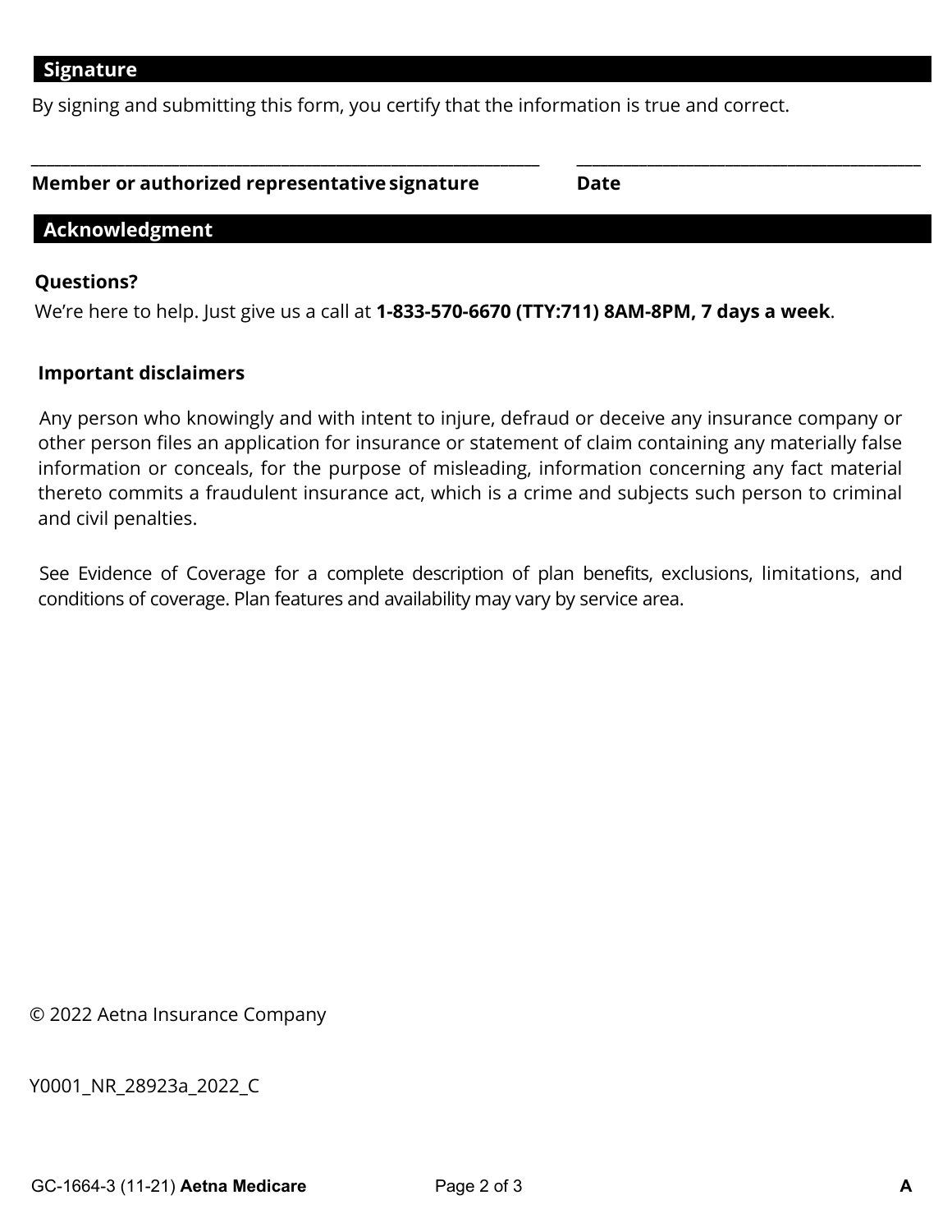## Signature

By signing and submitting this form, you certify that the information is true and correct.

\_\_\_\_\_\_\_\_\_\_\_\_\_\_\_\_\_\_\_\_\_\_\_\_\_\_\_\_\_\_\_\_\_\_\_\_\_\_\_\_\_\_\_\_ \_\_\_\_\_\_\_\_\_\_\_\_\_\_\_\_\_\_\_\_\_\_\_\_\_\_\_\_\_\_

**Member or authorized representative signature** **Date**

## Acknowledgment

**Questions?**

We're here to help. Just give us a call at **1-833-570-6670 (TTY:711) 8AM-8PM, 7 days a week**.

**Important disclaimers**

Any person who knowingly and with intent to injure, defraud or deceive any insurance company or other person files an application for insurance or statement of claim containing any materially false information or conceals, for the purpose of misleading, information concerning any fact material thereto commits a fraudulent insurance act, which is a crime and subjects such person to criminal and civil penalties.

See Evidence of Coverage for a complete description of plan benefits, exclusions, limitations, and conditions of coverage. Plan features and availability may vary by service area.

© 2022 Aetna Insurance Company

Y0001_NR_28923a_2022_C

GC-1664-3 (11-21) **Aetna Medicare** **A**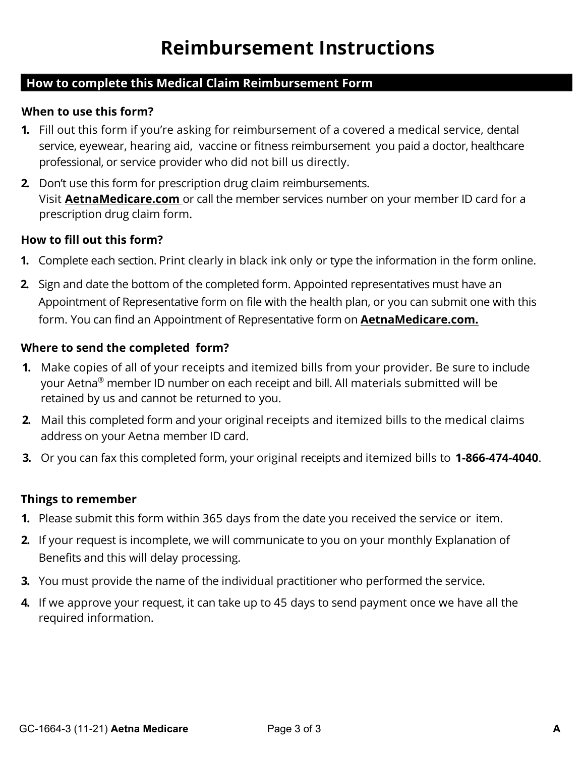# Reimbursement Instructions

## How to complete this Medical Claim Reimbursement Form

### When to use this form?

1. Fill out this form if you're asking for reimbursement of a covered a medical service, dental service, eyewear, hearing aid, vaccine or fitness reimbursement you paid a doctor, healthcare professional, or service provider who did not bill us directly.
2. Don't use this form for prescription drug claim reimbursements. Visit **AetnaMedicare.com** or call the member services number on your member ID card for a prescription drug claim form.

### How to fill out this form?

1. Complete each section. Print clearly in black ink only or type the information in the form online.
2. Sign and date the bottom of the completed form. Appointed representatives must have an Appointment of Representative form on file with the health plan, or you can submit one with this form. You can find an Appointment of Representative form on **AetnaMedicare.com.**

### Where to send the completed form?

1. Make copies of all of your receipts and itemized bills from your provider. Be sure to include your Aetna® member ID number on each receipt and bill. All materials submitted will be retained by us and cannot be returned to you.
2. Mail this completed form and your original receipts and itemized bills to the medical claims address on your Aetna member ID card.
3. Or you can fax this completed form, your original receipts and itemized bills to **1-866-474-4040**.

### Things to remember

1. Please submit this form within 365 days from the date you received the service or item.
2. If your request is incomplete, we will communicate to you on your monthly Explanation of Benefits and this will delay processing.
3. You must provide the name of the individual practitioner who performed the service.
4. If we approve your request, it can take up to 45 days to send payment once we have all the required information.

GC-1664-3 (11-21) **Aetna Medicare** **A**